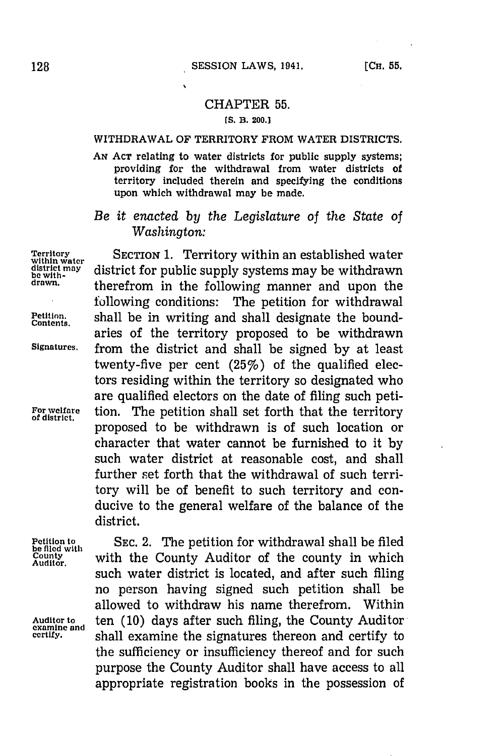# CHAPTER 55.

[S. B. 200.]

## WITHDRAWAL OF TERRITORY FROM WATER DISTRICTS.

AN ACT relating to water districts for public supply systems; providing for the withdrawal from water districts of territory included therein and specifying the conditions upon which withdrawal may be made.

*Be it enacted by the Legislature of the State of Washington:*

Territory within water district may be with-drawn.

SECTION 1. Territory within an established water district for public supply systems may be withdrawn therefrom in the following manner and upon the following conditions: The petition for withdrawal shall be in writing and shall designate the boundaries of the territory proposed to be withdrawn from the district and shall be signed by at least twenty-five per cent (25%) of the qualified electors residing within the territory so designated who are qualified electors on the date of filing such petition. The petition shall set forth that the territory proposed to be withdrawn is of such location or character that water cannot be furnished to it by such water district at reasonable cost, and shall further set forth that the withdrawal of such territory will be of benefit to such territory and conducive to the general welfare of the balance of the district.

Petition. Contents.

Signatures.

For welfare of district.

Petition to be filed with County Auditor.

SEC. 2. The petition for withdrawal shall be filed with the County Auditor of the county in which such water district is located, and after such filing no person having signed such petition shall be allowed to withdraw his name therefrom. Within ten (10) days after such filing, the County Auditor shall examine the signatures thereon and certify to the sufficiency or insufficiency thereof and for such purpose the County Auditor shall have access to all appropriate registration books in the possession of

Auditor to examine and certify.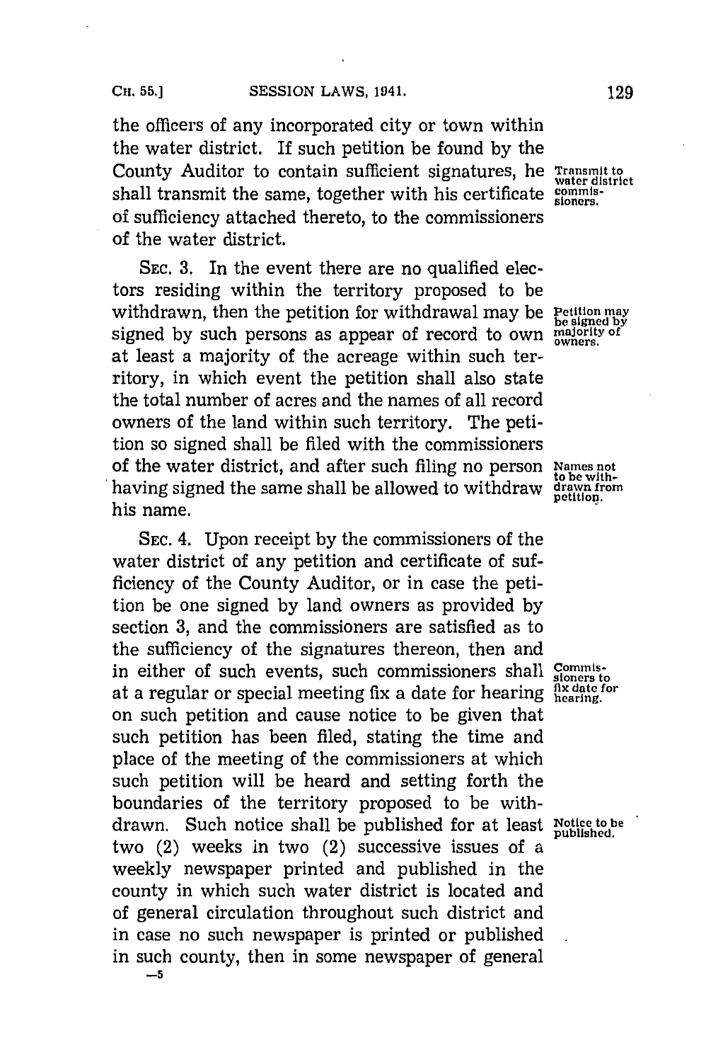the officers of any incorporated city or town within the water district. If such petition be found by the County Auditor to contain sufficient signatures, he shall transmit the same, together with his certificate of sufficiency attached thereto, to the commissioners of the water district.

*Transmit to water district commissioners.*

SEC. 3. In the event there are no qualified electors residing within the territory proposed to be withdrawn, then the petition for withdrawal may be signed by such persons as appear of record to own at least a majority of the acreage within such territory, in which event the petition shall also state the total number of acres and the names of all record owners of the land within such territory. The petition so signed shall be filed with the commissioners of the water district, and after such filing no person having signed the same shall be allowed to withdraw his name.

*Petition may be signed by majority of owners.*

*Names not to be withdrawn from petition.*

SEC. 4. Upon receipt by the commissioners of the water district of any petition and certificate of sufficiency of the County Auditor, or in case the petition be one signed by land owners as provided by section 3, and the commissioners are satisfied as to the sufficiency of the signatures thereon, then and in either of such events, such commissioners shall at a regular or special meeting fix a date for hearing on such petition and cause notice to be given that such petition has been filed, stating the time and place of the meeting of the commissioners at which such petition will be heard and setting forth the boundaries of the territory proposed to be withdrawn. Such notice shall be published for at least two (2) weeks in two (2) successive issues of a weekly newspaper printed and published in the county in which such water district is located and of general circulation throughout such district and in case no such newspaper is printed or published in such county, then in some newspaper of general

*Commissioners to fix date for hearing.*

*Notice to be published.*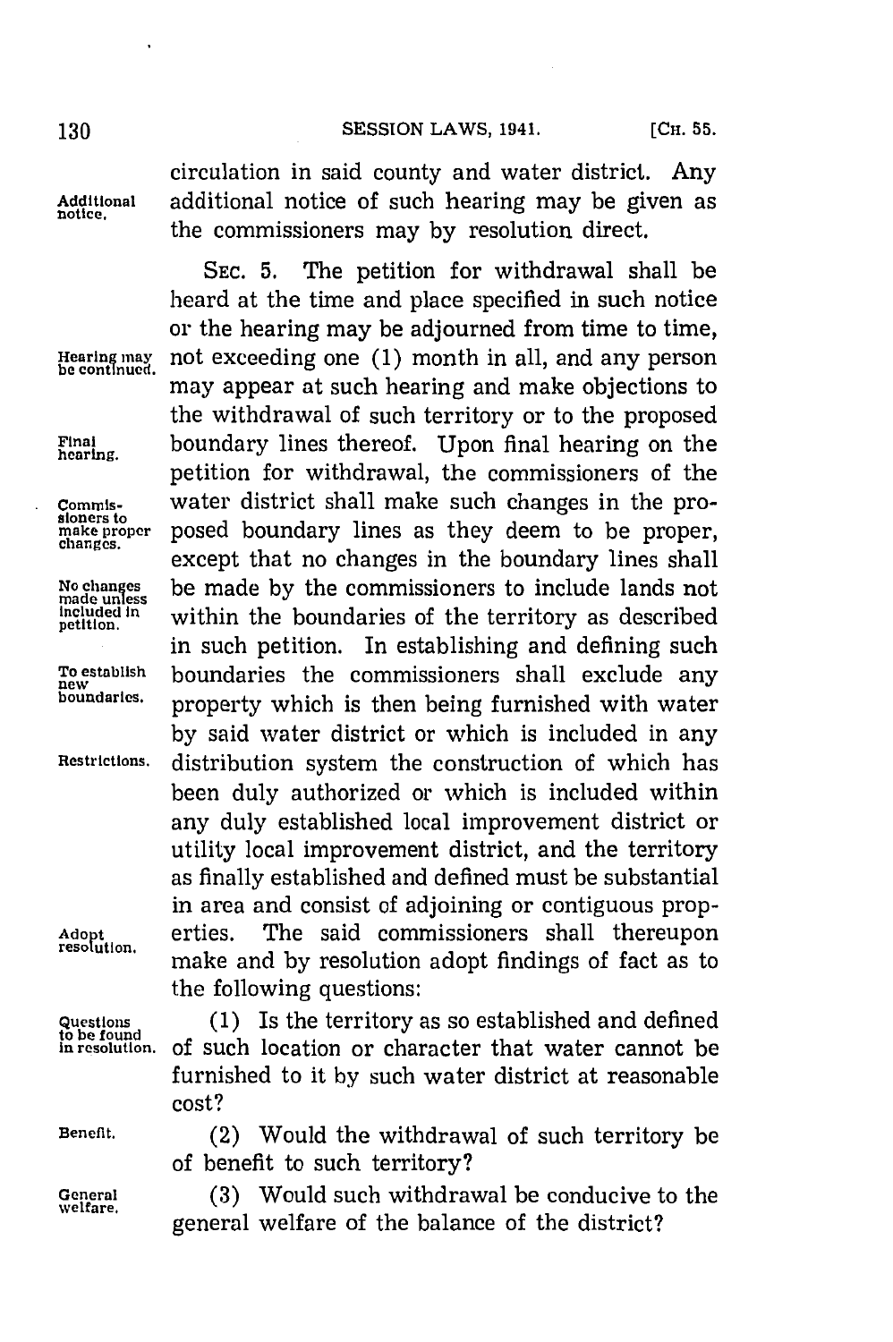circulation in said county and water district. Any additional notice of such hearing may be given as the commissioners may by resolution direct.

SEC. 5. The petition for withdrawal shall be heard at the time and place specified in such notice or the hearing may be adjourned from time to time, not exceeding one (1) month in all, and any person may appear at such hearing and make objections to the withdrawal of such territory or to the proposed boundary lines thereof. Upon final hearing on the petition for withdrawal, the commissioners of the water district shall make such changes in the proposed boundary lines as they deem to be proper, except that no changes in the boundary lines shall be made by the commissioners to include lands not within the boundaries of the territory as described in such petition. In establishing and defining such boundaries the commissioners shall exclude any property which is then being furnished with water by said water district or which is included in any distribution system the construction of which has been duly authorized or which is included within any duly established local improvement district or utility local improvement district, and the territory as finally established and defined must be substantial in area and consist of adjoining or contiguous properties. The said commissioners shall thereupon make and by resolution adopt findings of fact as to the following questions:

(1) Is the territory as so established and defined of such location or character that water cannot be furnished to it by such water district at reasonable cost?

(2) Would the withdrawal of such territory be of benefit to such territory?

(3) Would such withdrawal be conducive to the general welfare of the balance of the district?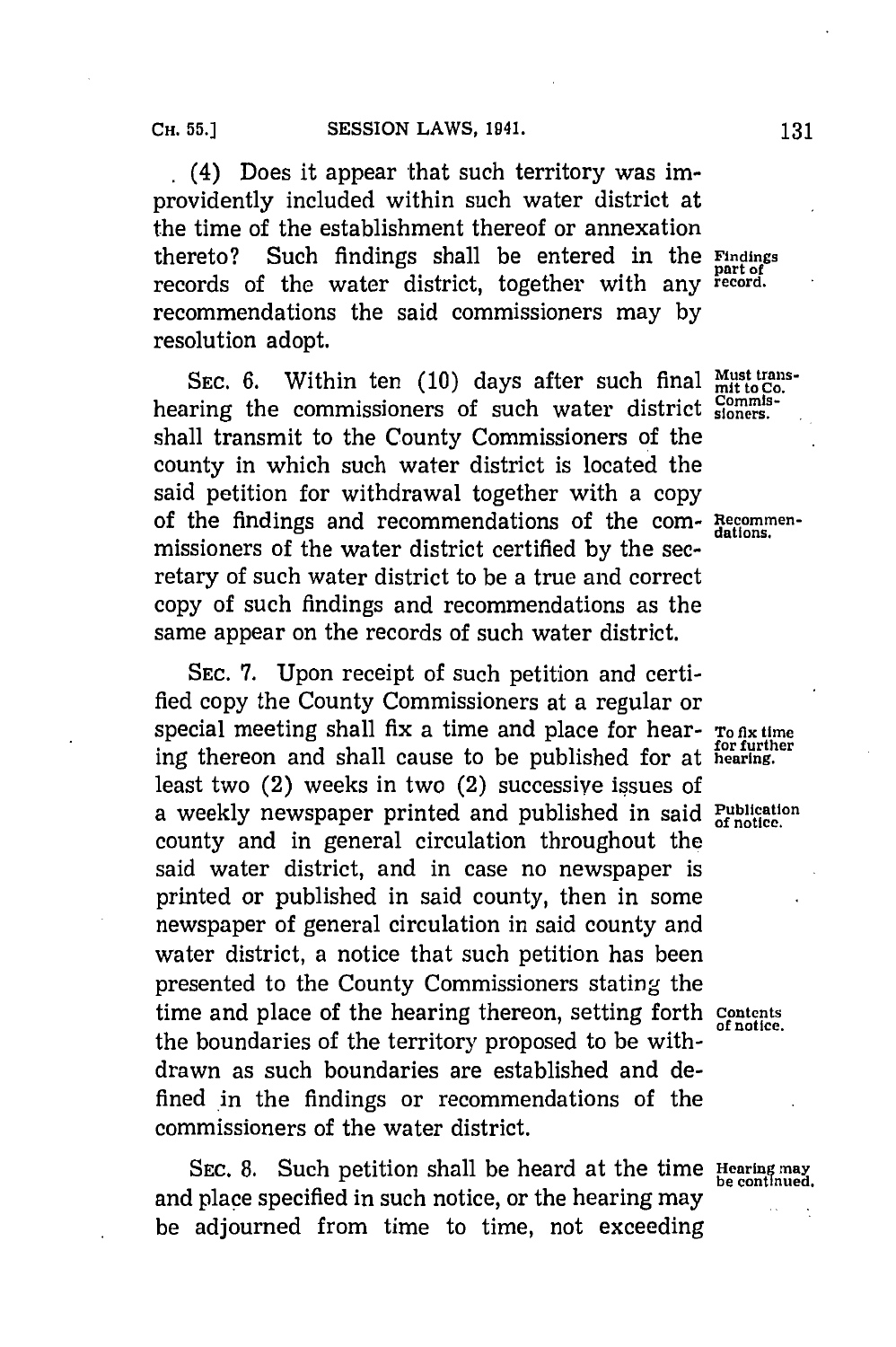(4) Does it appear that such territory was improvidently included within such water district at the time of the establishment thereof or annexation thereto? Such findings shall be entered in the records of the water district, together with any recommendations the said commissioners may by resolution adopt.

*Findings part of record.*

SEC. 6. Within ten (10) days after such final hearing the commissioners of such water district shall transmit to the County Commissioners of the county in which such water district is located the said petition for withdrawal together with a copy of the findings and recommendations of the commissioners of the water district certified by the secretary of such water district to be a true and correct copy of such findings and recommendations as the same appear on the records of such water district.

*Must transmit to Co. Commissioners.*

*Recommendations.*

SEC. 7. Upon receipt of such petition and certified copy the County Commissioners at a regular or special meeting shall fix a time and place for hearing thereon and shall cause to be published for at least two (2) weeks in two (2) successive issues of a weekly newspaper printed and published in said county and in general circulation throughout the said water district, and in case no newspaper is printed or published in said county, then in some newspaper of general circulation in said county and water district, a notice that such petition has been presented to the County Commissioners stating the time and place of the hearing thereon, setting forth the boundaries of the territory proposed to be withdrawn as such boundaries are established and defined in the findings or recommendations of the commissioners of the water district.

*To fix time for further hearing.*

*Publication of notice.*

*Contents of notice.*

SEC. 8. Such petition shall be heard at the time and place specified in such notice, or the hearing may be adjourned from time to time, not exceeding

*Hearing may be continued.*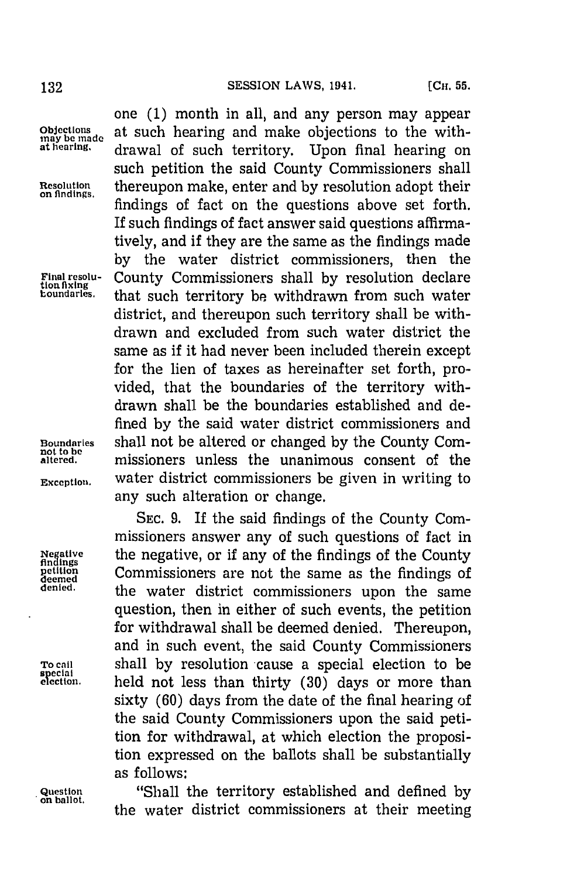one (1) month in all, and any person may appear at such hearing and make objections to the withdrawal of such territory. Upon final hearing on such petition the said County Commissioners shall thereupon make, enter and by resolution adopt their findings of fact on the questions above set forth. If such findings of fact answer said questions affirmatively, and if they are the same as the findings made by the water district commissioners, then the County Commissioners shall by resolution declare that such territory be withdrawn from such water district, and thereupon such territory shall be withdrawn and excluded from such water district the same as if it had never been included therein except for the lien of taxes as hereinafter set forth, provided, that the boundaries of the territory withdrawn shall be the boundaries established and defined by the said water district commissioners and shall not be altered or changed by the County Commissioners unless the unanimous consent of the water district commissioners be given in writing to any such alteration or change.

*Objections may be made at hearing.*

*Resolution on findings.*

*Final resolution fixing boundaries.*

*Boundaries not to be altered.*

*Exception.*

SEC. 9. If the said findings of the County Commissioners answer any of such questions of fact in the negative, or if any of the findings of the County Commissioners are not the same as the findings of the water district commissioners upon the same question, then in either of such events, the petition for withdrawal shall be deemed denied. Thereupon, and in such event, the said County Commissioners shall by resolution cause a special election to be held not less than thirty (30) days or more than sixty (60) days from the date of the final hearing of the said County Commissioners upon the said petition for withdrawal, at which election the proposition expressed on the ballots shall be substantially as follows:

*Negative findings petition deemed denied.*

*To call special election.*

"Shall the territory established and defined by the water district commissioners at their meeting

*Question on ballot.*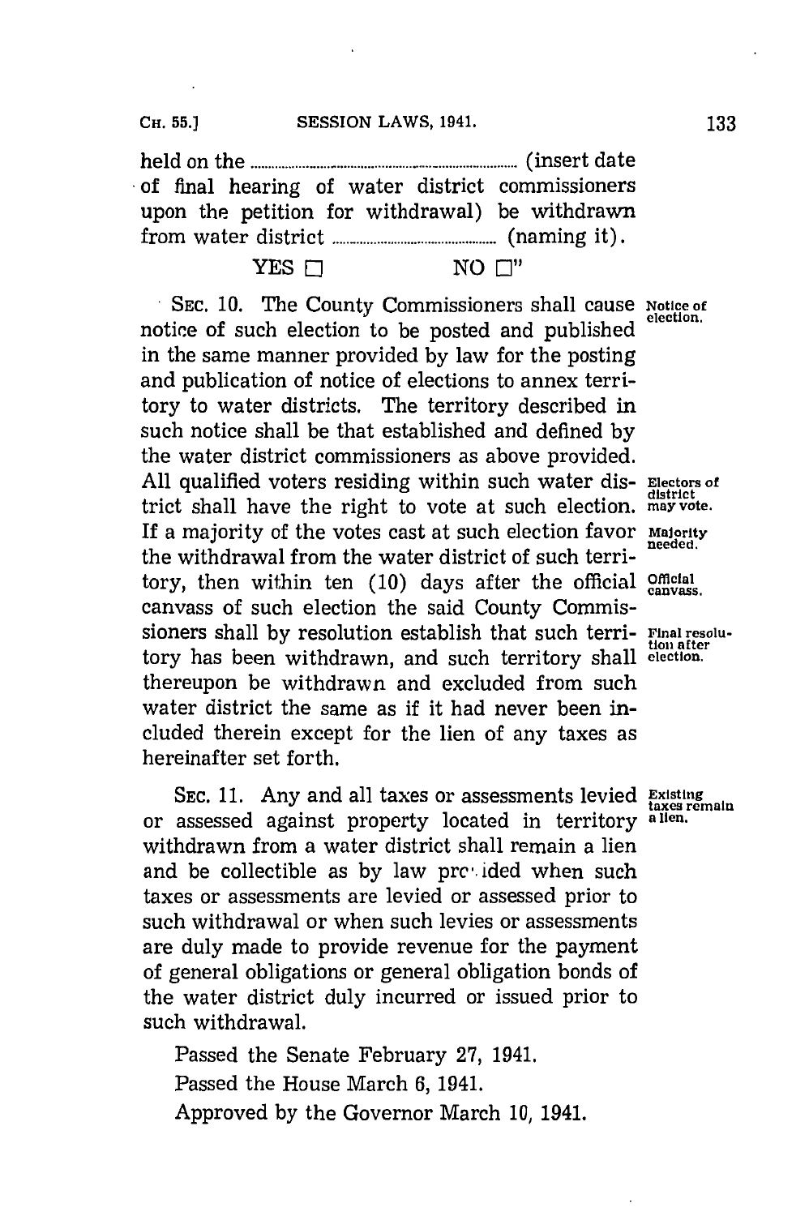held on the .......................................................... (insert date of final hearing of water district commissioners upon the petition for withdrawal) be withdrawn from water district ........................................ (naming it).

YES ☐ NO ☐"

SEC. 10. The County Commissioners shall cause notice of such election to be posted and published in the same manner provided by law for the posting and publication of notice of elections to annex territory to water districts. The territory described in such notice shall be that established and defined by the water district commissioners as above provided. All qualified voters residing within such water district shall have the right to vote at such election. If a majority of the votes cast at such election favor the withdrawal from the water district of such territory, then within ten (10) days after the official canvass of such election the said County Commissioners shall by resolution establish that such territory has been withdrawn, and such territory shall thereupon be withdrawn and excluded from such water district the same as if it had never been included therein except for the lien of any taxes as hereinafter set forth.

*Notice of election.*

*Electors of district may vote.*

*Majority needed.*

*Official canvass.*

*Final resolution after election.*

SEC. 11. Any and all taxes or assessments levied or assessed against property located in territory withdrawn from a water district shall remain a lien and be collectible as by law provided when such taxes or assessments are levied or assessed prior to such withdrawal or when such levies or assessments are duly made to provide revenue for the payment of general obligations or general obligation bonds of the water district duly incurred or issued prior to such withdrawal.

*Existing taxes remain a lien.*

Passed the Senate February 27, 1941.

Passed the House March 6, 1941.

Approved by the Governor March 10, 1941.